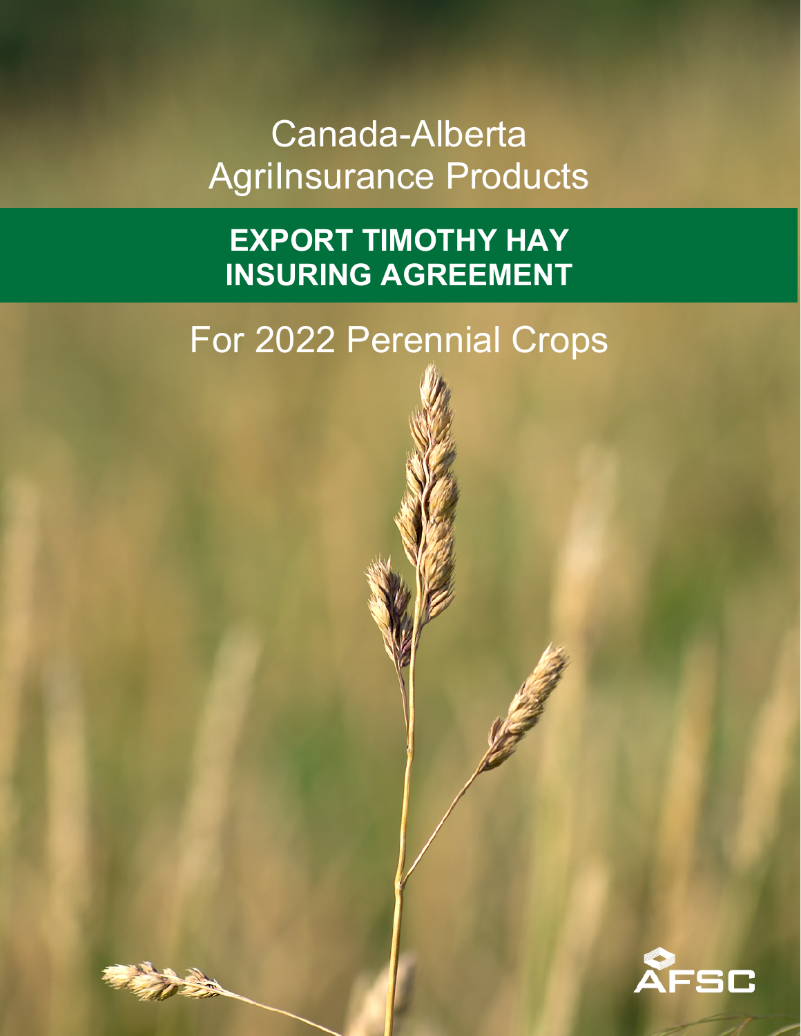Canada-Alberta
AgriInsurance Products

# EXPORT TIMOTHY HAY INSURING AGREEMENT

For 2022 Perennial Crops

AFSC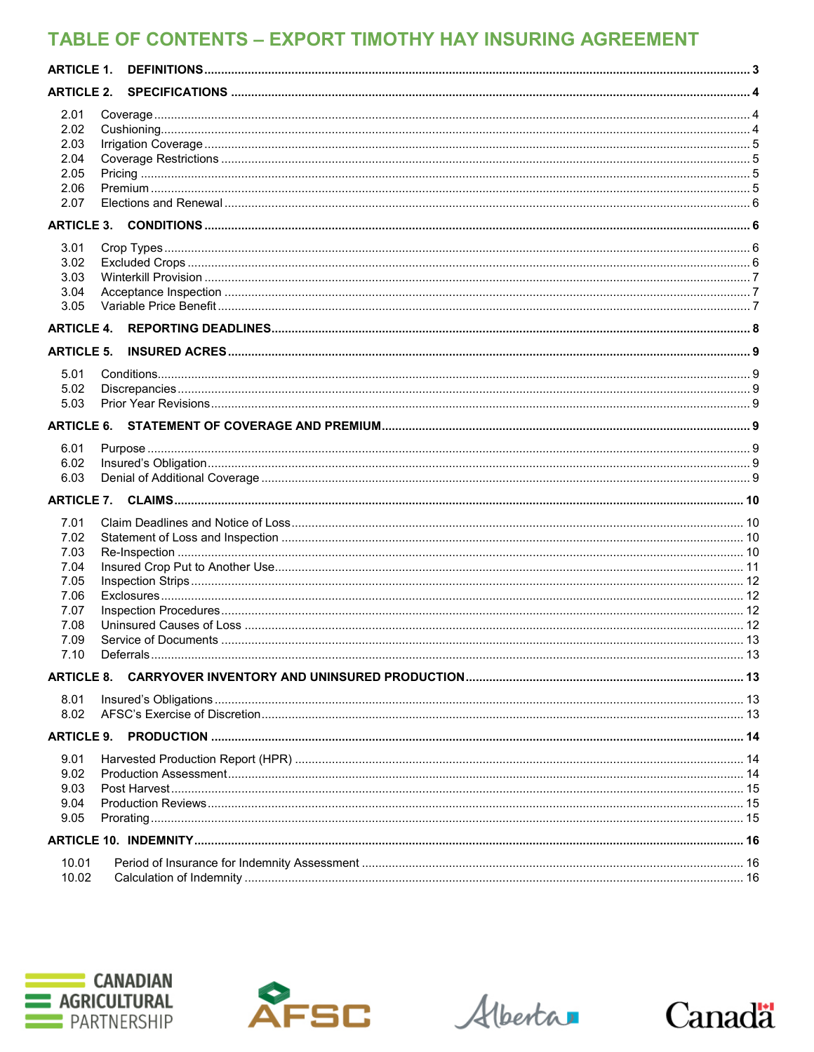# TABLE OF CONTENTS – EXPORT TIMOTHY HAY INSURING AGREEMENT

**ARTICLE 1. DEFINITIONS** ... 3

**ARTICLE 2. SPECIFICATIONS** ... 4

- 2.01 Coverage ... 4
- 2.02 Cushioning ... 4
- 2.03 Irrigation Coverage ... 5
- 2.04 Coverage Restrictions ... 5
- 2.05 Pricing ... 5
- 2.06 Premium ... 5
- 2.07 Elections and Renewal ... 6

**ARTICLE 3. CONDITIONS** ... 6

- 3.01 Crop Types ... 6
- 3.02 Excluded Crops ... 6
- 3.03 Winterkill Provision ... 7
- 3.04 Acceptance Inspection ... 7
- 3.05 Variable Price Benefit ... 7

**ARTICLE 4. REPORTING DEADLINES** ... 8

**ARTICLE 5. INSURED ACRES** ... 9

- 5.01 Conditions ... 9
- 5.02 Discrepancies ... 9
- 5.03 Prior Year Revisions ... 9

**ARTICLE 6. STATEMENT OF COVERAGE AND PREMIUM** ... 9

- 6.01 Purpose ... 9
- 6.02 Insured's Obligation ... 9
- 6.03 Denial of Additional Coverage ... 9

**ARTICLE 7. CLAIMS** ... 10

- 7.01 Claim Deadlines and Notice of Loss ... 10
- 7.02 Statement of Loss and Inspection ... 10
- 7.03 Re-Inspection ... 10
- 7.04 Insured Crop Put to Another Use ... 11
- 7.05 Inspection Strips ... 12
- 7.06 Exclosures ... 12
- 7.07 Inspection Procedures ... 12
- 7.08 Uninsured Causes of Loss ... 12
- 7.09 Service of Documents ... 13
- 7.10 Deferrals ... 13

**ARTICLE 8. CARRYOVER INVENTORY AND UNINSURED PRODUCTION** ... 13

- 8.01 Insured's Obligations ... 13
- 8.02 AFSC's Exercise of Discretion ... 13

**ARTICLE 9. PRODUCTION** ... 14

- 9.01 Harvested Production Report (HPR) ... 14
- 9.02 Production Assessment ... 14
- 9.03 Post Harvest ... 15
- 9.04 Production Reviews ... 15
- 9.05 Prorating ... 15

**ARTICLE 10. INDEMNITY** ... 16

- 10.01 Period of Insurance for Indemnity Assessment ... 16
- 10.02 Calculation of Indemnity ... 16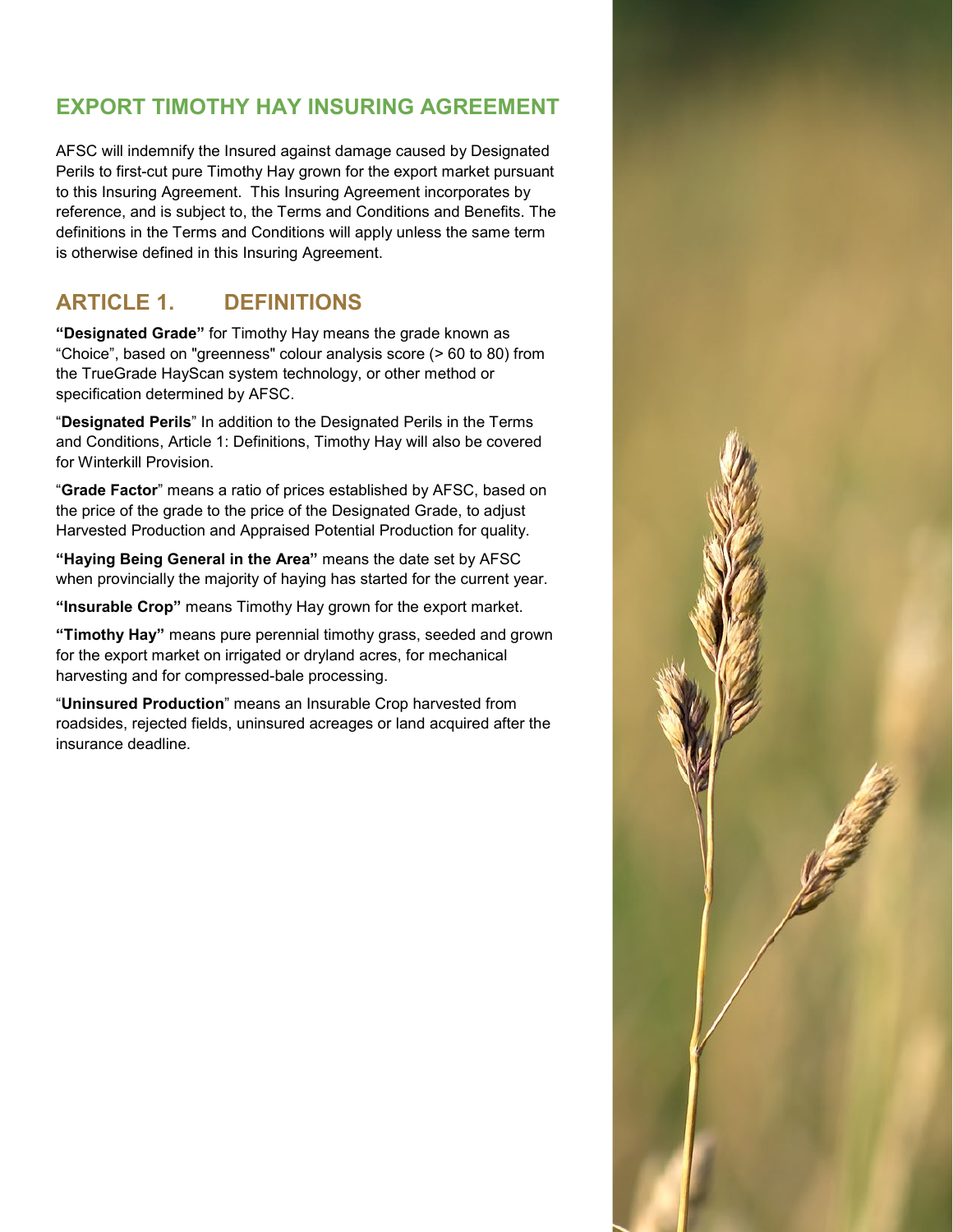## EXPORT TIMOTHY HAY INSURING AGREEMENT

AFSC will indemnify the Insured against damage caused by Designated Perils to first-cut pure Timothy Hay grown for the export market pursuant to this Insuring Agreement. This Insuring Agreement incorporates by reference, and is subject to, the Terms and Conditions and Benefits. The definitions in the Terms and Conditions will apply unless the same term is otherwise defined in this Insuring Agreement.

## ARTICLE 1. DEFINITIONS

**"Designated Grade"** for Timothy Hay means the grade known as "Choice", based on "greenness" colour analysis score (> 60 to 80) from the TrueGrade HayScan system technology, or other method or specification determined by AFSC.

"**Designated Perils**" In addition to the Designated Perils in the Terms and Conditions, Article 1: Definitions, Timothy Hay will also be covered for Winterkill Provision.

"**Grade Factor**" means a ratio of prices established by AFSC, based on the price of the grade to the price of the Designated Grade, to adjust Harvested Production and Appraised Potential Production for quality.

**"Haying Being General in the Area"** means the date set by AFSC when provincially the majority of haying has started for the current year.

**"Insurable Crop"** means Timothy Hay grown for the export market.

**"Timothy Hay"** means pure perennial timothy grass, seeded and grown for the export market on irrigated or dryland acres, for mechanical harvesting and for compressed-bale processing.

"**Uninsured Production**" means an Insurable Crop harvested from roadsides, rejected fields, uninsured acreages or land acquired after the insurance deadline.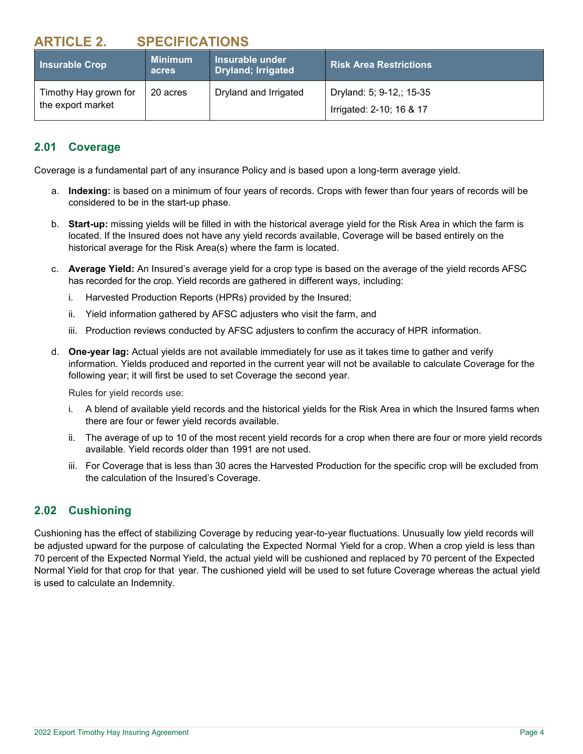# ARTICLE 2. SPECIFICATIONS

| Insurable Crop | Minimum acres | Insurable under Dryland; Irrigated | Risk Area Restrictions |
|---|---|---|---|
| Timothy Hay grown for the export market | 20 acres | Dryland and Irrigated | Dryland: 5; 9-12,; 15-35<br>Irrigated: 2-10; 16 & 17 |

## 2.01 Coverage

Coverage is a fundamental part of any insurance Policy and is based upon a long-term average yield.

a. **Indexing:** is based on a minimum of four years of records. Crops with fewer than four years of records will be considered to be in the start-up phase.

b. **Start-up:** missing yields will be filled in with the historical average yield for the Risk Area in which the farm is located. If the Insured does not have any yield records available, Coverage will be based entirely on the historical average for the Risk Area(s) where the farm is located.

c. **Average Yield:** An Insured's average yield for a crop type is based on the average of the yield records AFSC has recorded for the crop. Yield records are gathered in different ways, including:

   i. Harvested Production Reports (HPRs) provided by the Insured;

   ii. Yield information gathered by AFSC adjusters who visit the farm, and

   iii. Production reviews conducted by AFSC adjusters to confirm the accuracy of HPR information.

d. **One-year lag:** Actual yields are not available immediately for use as it takes time to gather and verify information. Yields produced and reported in the current year will not be available to calculate Coverage for the following year; it will first be used to set Coverage the second year.

   Rules for yield records use:

   i. A blend of available yield records and the historical yields for the Risk Area in which the Insured farms when there are four or fewer yield records available.

   ii. The average of up to 10 of the most recent yield records for a crop when there are four or more yield records available. Yield records older than 1991 are not used.

   iii. For Coverage that is less than 30 acres the Harvested Production for the specific crop will be excluded from the calculation of the Insured's Coverage.

## 2.02 Cushioning

Cushioning has the effect of stabilizing Coverage by reducing year-to-year fluctuations. Unusually low yield records will be adjusted upward for the purpose of calculating the Expected Normal Yield for a crop. When a crop yield is less than 70 percent of the Expected Normal Yield, the actual yield will be cushioned and replaced by 70 percent of the Expected Normal Yield for that crop for that year. The cushioned yield will be used to set future Coverage whereas the actual yield is used to calculate an Indemnity.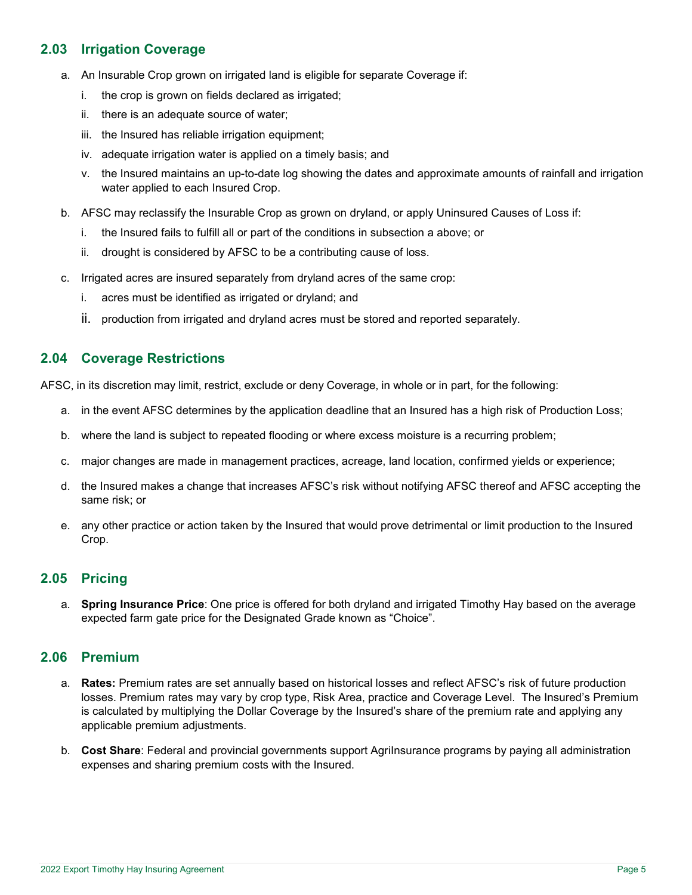## 2.03 Irrigation Coverage

a. An Insurable Crop grown on irrigated land is eligible for separate Coverage if:

   i. the crop is grown on fields declared as irrigated;

   ii. there is an adequate source of water;

   iii. the Insured has reliable irrigation equipment;

   iv. adequate irrigation water is applied on a timely basis; and

   v. the Insured maintains an up-to-date log showing the dates and approximate amounts of rainfall and irrigation water applied to each Insured Crop.

b. AFSC may reclassify the Insurable Crop as grown on dryland, or apply Uninsured Causes of Loss if:

   i. the Insured fails to fulfill all or part of the conditions in subsection a above; or

   ii. drought is considered by AFSC to be a contributing cause of loss.

c. Irrigated acres are insured separately from dryland acres of the same crop:

   i. acres must be identified as irrigated or dryland; and

   ii. production from irrigated and dryland acres must be stored and reported separately.

## 2.04 Coverage Restrictions

AFSC, in its discretion may limit, restrict, exclude or deny Coverage, in whole or in part, for the following:

a. in the event AFSC determines by the application deadline that an Insured has a high risk of Production Loss;

b. where the land is subject to repeated flooding or where excess moisture is a recurring problem;

c. major changes are made in management practices, acreage, land location, confirmed yields or experience;

d. the Insured makes a change that increases AFSC's risk without notifying AFSC thereof and AFSC accepting the same risk; or

e. any other practice or action taken by the Insured that would prove detrimental or limit production to the Insured Crop.

## 2.05 Pricing

a. **Spring Insurance Price**: One price is offered for both dryland and irrigated Timothy Hay based on the average expected farm gate price for the Designated Grade known as "Choice".

## 2.06 Premium

a. **Rates:** Premium rates are set annually based on historical losses and reflect AFSC's risk of future production losses. Premium rates may vary by crop type, Risk Area, practice and Coverage Level. The Insured's Premium is calculated by multiplying the Dollar Coverage by the Insured's share of the premium rate and applying any applicable premium adjustments.

b. **Cost Share**: Federal and provincial governments support AgriInsurance programs by paying all administration expenses and sharing premium costs with the Insured.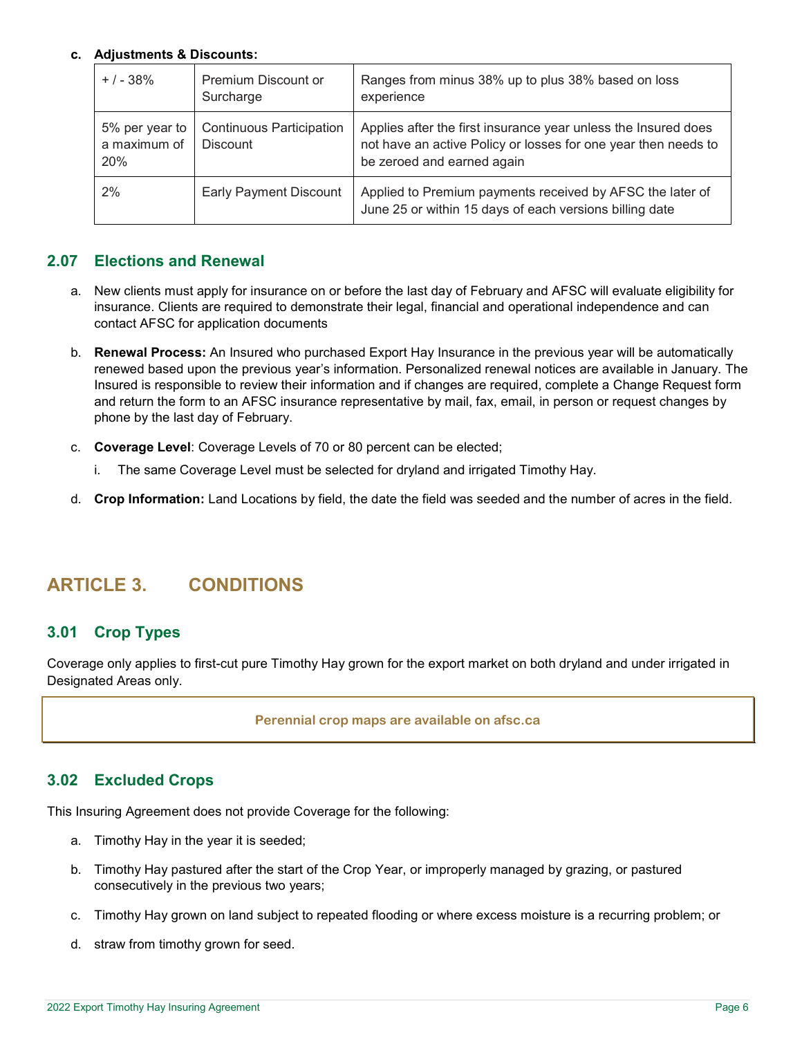**c. Adjustments & Discounts:**

| | | |
|---|---|---|
| + / - 38% | Premium Discount or Surcharge | Ranges from minus 38% up to plus 38% based on loss experience |
| 5% per year to a maximum of 20% | Continuous Participation Discount | Applies after the first insurance year unless the Insured does not have an active Policy or losses for one year then needs to be zeroed and earned again |
| 2% | Early Payment Discount | Applied to Premium payments received by AFSC the later of June 25 or within 15 days of each versions billing date |

## 2.07 Elections and Renewal

a. New clients must apply for insurance on or before the last day of February and AFSC will evaluate eligibility for insurance. Clients are required to demonstrate their legal, financial and operational independence and can contact AFSC for application documents

b. **Renewal Process:** An Insured who purchased Export Hay Insurance in the previous year will be automatically renewed based upon the previous year's information. Personalized renewal notices are available in January. The Insured is responsible to review their information and if changes are required, complete a Change Request form and return the form to an AFSC insurance representative by mail, fax, email, in person or request changes by phone by the last day of February.

c. **Coverage Level**: Coverage Levels of 70 or 80 percent can be elected;

   i. The same Coverage Level must be selected for dryland and irrigated Timothy Hay.

d. **Crop Information:** Land Locations by field, the date the field was seeded and the number of acres in the field.

# ARTICLE 3. CONDITIONS

## 3.01 Crop Types

Coverage only applies to first-cut pure Timothy Hay grown for the export market on both dryland and under irrigated in Designated Areas only.

**Perennial crop maps are available on afsc.ca**

## 3.02 Excluded Crops

This Insuring Agreement does not provide Coverage for the following:

a. Timothy Hay in the year it is seeded;

b. Timothy Hay pastured after the start of the Crop Year, or improperly managed by grazing, or pastured consecutively in the previous two years;

c. Timothy Hay grown on land subject to repeated flooding or where excess moisture is a recurring problem; or

d. straw from timothy grown for seed.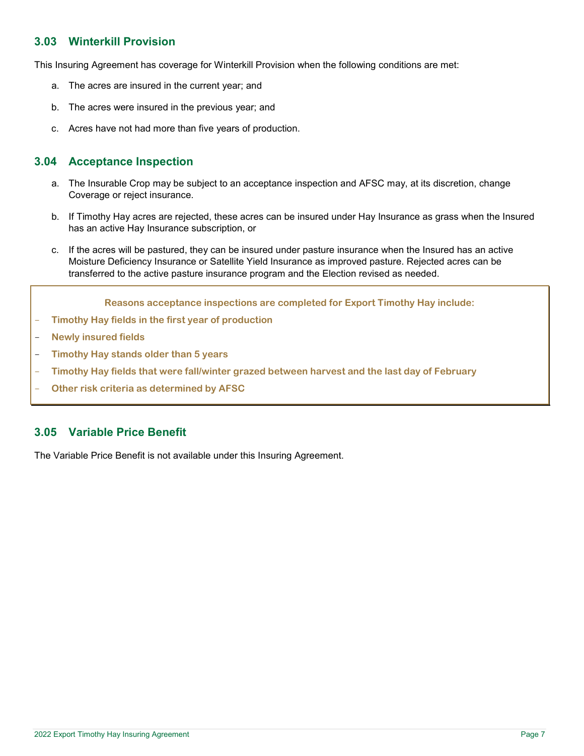## 3.03 Winterkill Provision

This Insuring Agreement has coverage for Winterkill Provision when the following conditions are met:

a. The acres are insured in the current year; and

b. The acres were insured in the previous year; and

c. Acres have not had more than five years of production.

## 3.04 Acceptance Inspection

a. The Insurable Crop may be subject to an acceptance inspection and AFSC may, at its discretion, change Coverage or reject insurance.

b. If Timothy Hay acres are rejected, these acres can be insured under Hay Insurance as grass when the Insured has an active Hay Insurance subscription, or

c. If the acres will be pastured, they can be insured under pasture insurance when the Insured has an active Moisture Deficiency Insurance or Satellite Yield Insurance as improved pasture. Rejected acres can be transferred to the active pasture insurance program and the Election revised as needed.

**Reasons acceptance inspections are completed for Export Timothy Hay include:**

- **Timothy Hay fields in the first year of production**
- **Newly insured fields**
- **Timothy Hay stands older than 5 years**
- **Timothy Hay fields that were fall/winter grazed between harvest and the last day of February**
- **Other risk criteria as determined by AFSC**

## 3.05 Variable Price Benefit

The Variable Price Benefit is not available under this Insuring Agreement.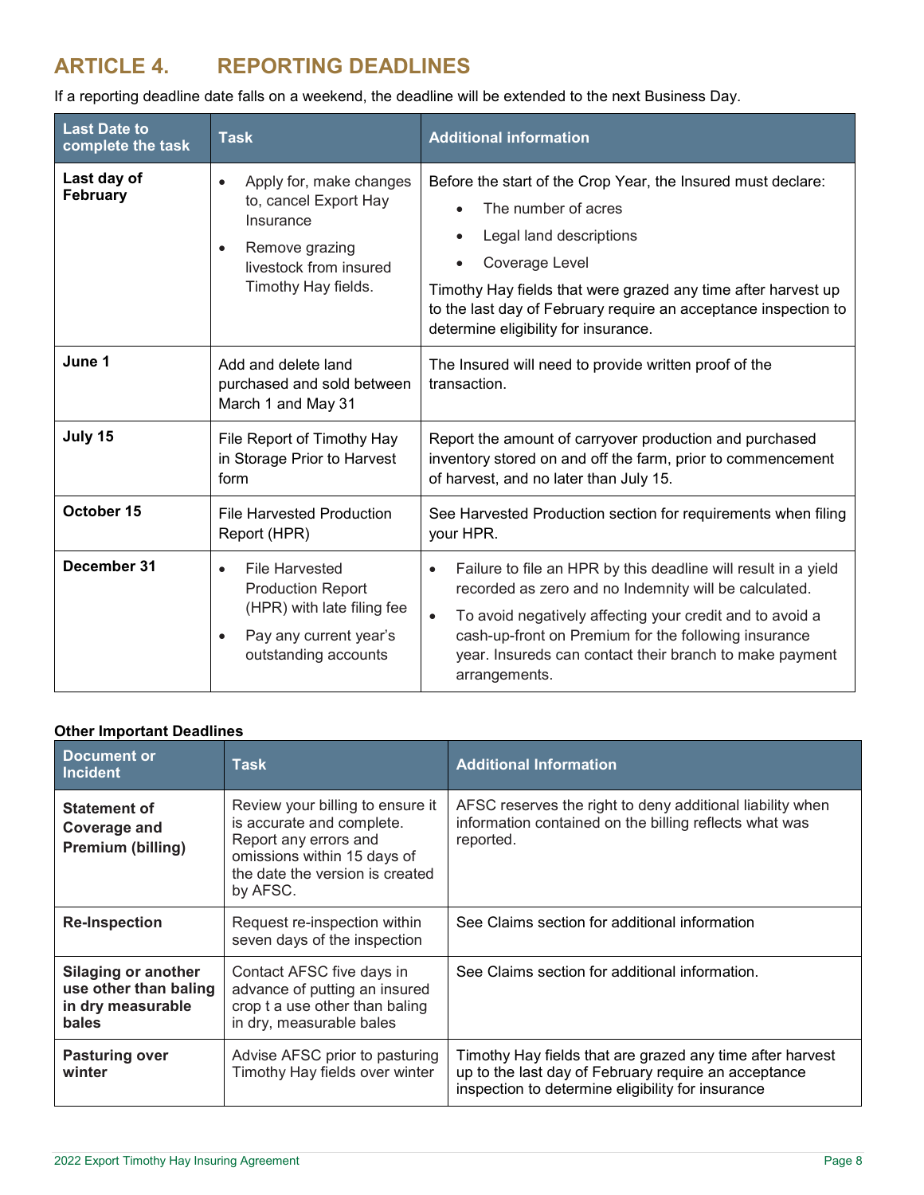# ARTICLE 4. REPORTING DEADLINES

If a reporting deadline date falls on a weekend, the deadline will be extended to the next Business Day.

| Last Date to complete the task | Task | Additional information |
|---|---|---|
| **Last day of February** | • Apply for, make changes to, cancel Export Hay Insurance<br>• Remove grazing livestock from insured Timothy Hay fields. | Before the start of the Crop Year, the Insured must declare:<br>• The number of acres<br>• Legal land descriptions<br>• Coverage Level<br>Timothy Hay fields that were grazed any time after harvest up to the last day of February require an acceptance inspection to determine eligibility for insurance. |
| **June 1** | Add and delete land purchased and sold between March 1 and May 31 | The Insured will need to provide written proof of the transaction. |
| **July 15** | File Report of Timothy Hay in Storage Prior to Harvest form | Report the amount of carryover production and purchased inventory stored on and off the farm, prior to commencement of harvest, and no later than July 15. |
| **October 15** | File Harvested Production Report (HPR) | See Harvested Production section for requirements when filing your HPR. |
| **December 31** | • File Harvested Production Report (HPR) with late filing fee<br>• Pay any current year's outstanding accounts | • Failure to file an HPR by this deadline will result in a yield recorded as zero and no Indemnity will be calculated.<br>• To avoid negatively affecting your credit and to avoid a cash-up-front on Premium for the following insurance year. Insureds can contact their branch to make payment arrangements. |

**Other Important Deadlines**

| Document or Incident | Task | Additional Information |
|---|---|---|
| **Statement of Coverage and Premium (billing)** | Review your billing to ensure it is accurate and complete. Report any errors and omissions within 15 days of the date the version is created by AFSC. | AFSC reserves the right to deny additional liability when information contained on the billing reflects what was reported. |
| **Re-Inspection** | Request re-inspection within seven days of the inspection | See Claims section for additional information |
| **Silaging or another use other than baling in dry measurable bales** | Contact AFSC five days in advance of putting an insured crop t a use other than baling in dry, measurable bales | See Claims section for additional information. |
| **Pasturing over winter** | Advise AFSC prior to pasturing Timothy Hay fields over winter | Timothy Hay fields that are grazed any time after harvest up to the last day of February require an acceptance inspection to determine eligibility for insurance |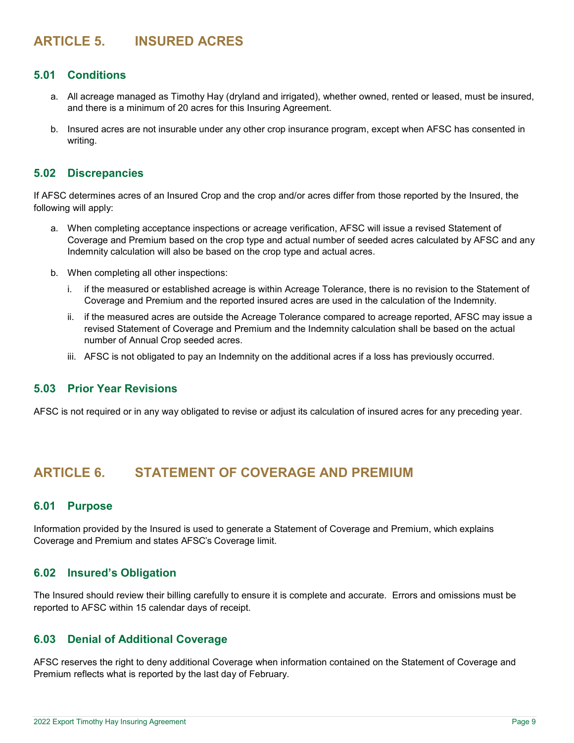# ARTICLE 5. INSURED ACRES

## 5.01 Conditions

a. All acreage managed as Timothy Hay (dryland and irrigated), whether owned, rented or leased, must be insured, and there is a minimum of 20 acres for this Insuring Agreement.

b. Insured acres are not insurable under any other crop insurance program, except when AFSC has consented in writing.

## 5.02 Discrepancies

If AFSC determines acres of an Insured Crop and the crop and/or acres differ from those reported by the Insured, the following will apply:

a. When completing acceptance inspections or acreage verification, AFSC will issue a revised Statement of Coverage and Premium based on the crop type and actual number of seeded acres calculated by AFSC and any Indemnity calculation will also be based on the crop type and actual acres.

b. When completing all other inspections:

   i. if the measured or established acreage is within Acreage Tolerance, there is no revision to the Statement of Coverage and Premium and the reported insured acres are used in the calculation of the Indemnity.

   ii. if the measured acres are outside the Acreage Tolerance compared to acreage reported, AFSC may issue a revised Statement of Coverage and Premium and the Indemnity calculation shall be based on the actual number of Annual Crop seeded acres.

   iii. AFSC is not obligated to pay an Indemnity on the additional acres if a loss has previously occurred.

## 5.03 Prior Year Revisions

AFSC is not required or in any way obligated to revise or adjust its calculation of insured acres for any preceding year.

# ARTICLE 6. STATEMENT OF COVERAGE AND PREMIUM

## 6.01 Purpose

Information provided by the Insured is used to generate a Statement of Coverage and Premium, which explains Coverage and Premium and states AFSC's Coverage limit.

## 6.02 Insured's Obligation

The Insured should review their billing carefully to ensure it is complete and accurate. Errors and omissions must be reported to AFSC within 15 calendar days of receipt.

## 6.03 Denial of Additional Coverage

AFSC reserves the right to deny additional Coverage when information contained on the Statement of Coverage and Premium reflects what is reported by the last day of February.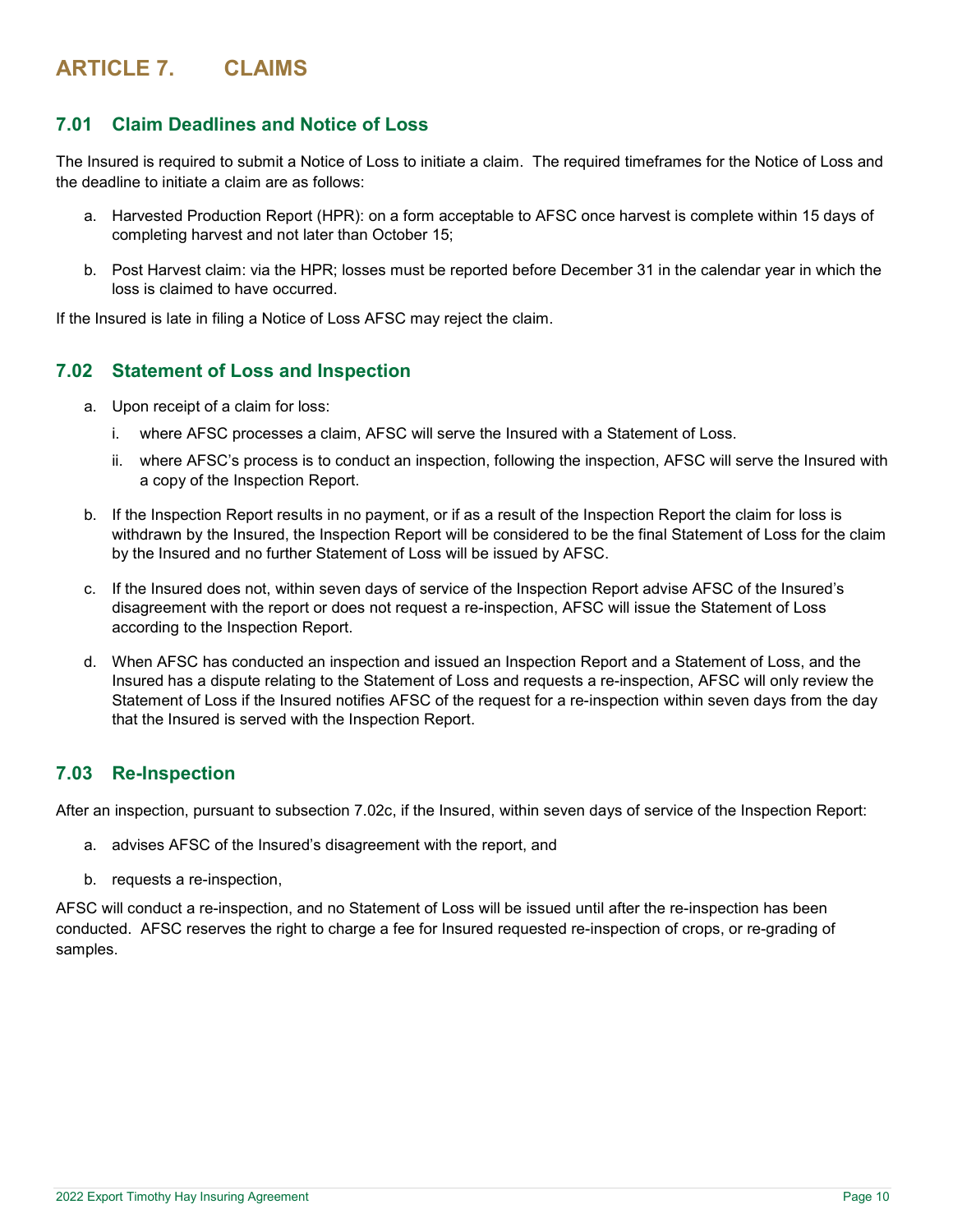# ARTICLE 7. CLAIMS

## 7.01 Claim Deadlines and Notice of Loss

The Insured is required to submit a Notice of Loss to initiate a claim. The required timeframes for the Notice of Loss and the deadline to initiate a claim are as follows:

a. Harvested Production Report (HPR): on a form acceptable to AFSC once harvest is complete within 15 days of completing harvest and not later than October 15;

b. Post Harvest claim: via the HPR; losses must be reported before December 31 in the calendar year in which the loss is claimed to have occurred.

If the Insured is late in filing a Notice of Loss AFSC may reject the claim.

## 7.02 Statement of Loss and Inspection

a. Upon receipt of a claim for loss:

   i. where AFSC processes a claim, AFSC will serve the Insured with a Statement of Loss.

   ii. where AFSC's process is to conduct an inspection, following the inspection, AFSC will serve the Insured with a copy of the Inspection Report.

b. If the Inspection Report results in no payment, or if as a result of the Inspection Report the claim for loss is withdrawn by the Insured, the Inspection Report will be considered to be the final Statement of Loss for the claim by the Insured and no further Statement of Loss will be issued by AFSC.

c. If the Insured does not, within seven days of service of the Inspection Report advise AFSC of the Insured's disagreement with the report or does not request a re-inspection, AFSC will issue the Statement of Loss according to the Inspection Report.

d. When AFSC has conducted an inspection and issued an Inspection Report and a Statement of Loss, and the Insured has a dispute relating to the Statement of Loss and requests a re-inspection, AFSC will only review the Statement of Loss if the Insured notifies AFSC of the request for a re-inspection within seven days from the day that the Insured is served with the Inspection Report.

## 7.03 Re-Inspection

After an inspection, pursuant to subsection 7.02c, if the Insured, within seven days of service of the Inspection Report:

a. advises AFSC of the Insured's disagreement with the report, and

b. requests a re-inspection,

AFSC will conduct a re-inspection, and no Statement of Loss will be issued until after the re-inspection has been conducted. AFSC reserves the right to charge a fee for Insured requested re-inspection of crops, or re-grading of samples.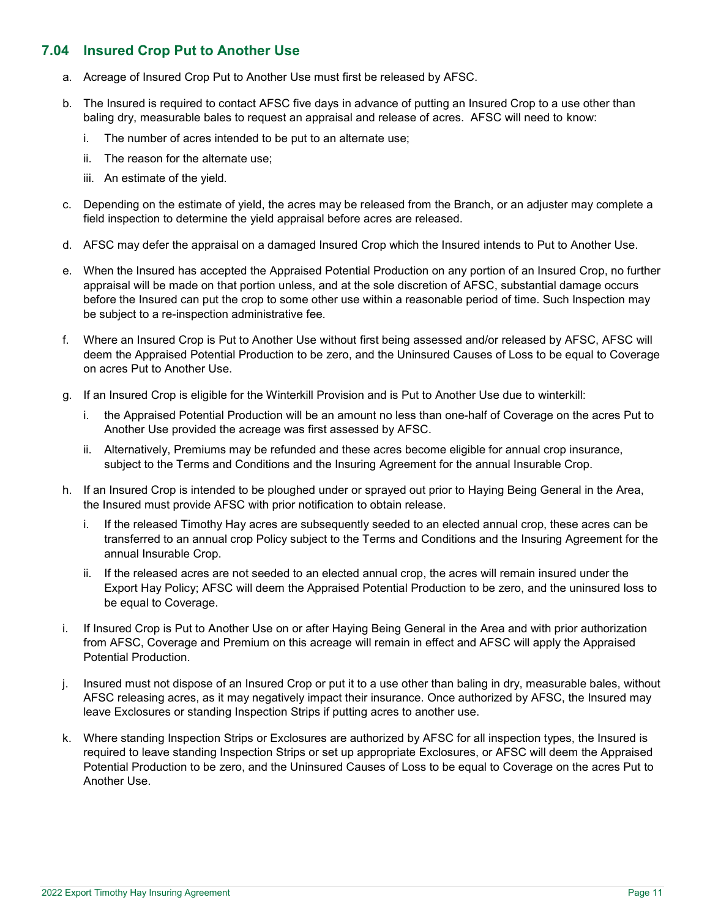## 7.04 Insured Crop Put to Another Use

a. Acreage of Insured Crop Put to Another Use must first be released by AFSC.

b. The Insured is required to contact AFSC five days in advance of putting an Insured Crop to a use other than baling dry, measurable bales to request an appraisal and release of acres. AFSC will need to know:

   i. The number of acres intended to be put to an alternate use;

   ii. The reason for the alternate use;

   iii. An estimate of the yield.

c. Depending on the estimate of yield, the acres may be released from the Branch, or an adjuster may complete a field inspection to determine the yield appraisal before acres are released.

d. AFSC may defer the appraisal on a damaged Insured Crop which the Insured intends to Put to Another Use.

e. When the Insured has accepted the Appraised Potential Production on any portion of an Insured Crop, no further appraisal will be made on that portion unless, and at the sole discretion of AFSC, substantial damage occurs before the Insured can put the crop to some other use within a reasonable period of time. Such Inspection may be subject to a re-inspection administrative fee.

f. Where an Insured Crop is Put to Another Use without first being assessed and/or released by AFSC, AFSC will deem the Appraised Potential Production to be zero, and the Uninsured Causes of Loss to be equal to Coverage on acres Put to Another Use.

g. If an Insured Crop is eligible for the Winterkill Provision and is Put to Another Use due to winterkill:

   i. the Appraised Potential Production will be an amount no less than one-half of Coverage on the acres Put to Another Use provided the acreage was first assessed by AFSC.

   ii. Alternatively, Premiums may be refunded and these acres become eligible for annual crop insurance, subject to the Terms and Conditions and the Insuring Agreement for the annual Insurable Crop.

h. If an Insured Crop is intended to be ploughed under or sprayed out prior to Haying Being General in the Area, the Insured must provide AFSC with prior notification to obtain release.

   i. If the released Timothy Hay acres are subsequently seeded to an elected annual crop, these acres can be transferred to an annual crop Policy subject to the Terms and Conditions and the Insuring Agreement for the annual Insurable Crop.

   ii. If the released acres are not seeded to an elected annual crop, the acres will remain insured under the Export Hay Policy; AFSC will deem the Appraised Potential Production to be zero, and the uninsured loss to be equal to Coverage.

i. If Insured Crop is Put to Another Use on or after Haying Being General in the Area and with prior authorization from AFSC, Coverage and Premium on this acreage will remain in effect and AFSC will apply the Appraised Potential Production.

j. Insured must not dispose of an Insured Crop or put it to a use other than baling in dry, measurable bales, without AFSC releasing acres, as it may negatively impact their insurance. Once authorized by AFSC, the Insured may leave Exclosures or standing Inspection Strips if putting acres to another use.

k. Where standing Inspection Strips or Exclosures are authorized by AFSC for all inspection types, the Insured is required to leave standing Inspection Strips or set up appropriate Exclosures, or AFSC will deem the Appraised Potential Production to be zero, and the Uninsured Causes of Loss to be equal to Coverage on the acres Put to Another Use.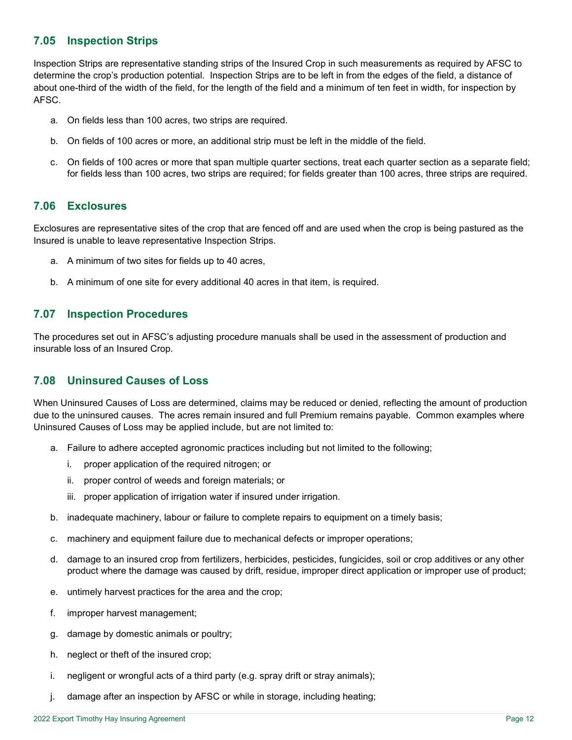## 7.05 Inspection Strips

Inspection Strips are representative standing strips of the Insured Crop in such measurements as required by AFSC to determine the crop's production potential. Inspection Strips are to be left in from the edges of the field, a distance of about one-third of the width of the field, for the length of the field and a minimum of ten feet in width, for inspection by AFSC.

a. On fields less than 100 acres, two strips are required.

b. On fields of 100 acres or more, an additional strip must be left in the middle of the field.

c. On fields of 100 acres or more that span multiple quarter sections, treat each quarter section as a separate field; for fields less than 100 acres, two strips are required; for fields greater than 100 acres, three strips are required.

## 7.06 Exclosures

Exclosures are representative sites of the crop that are fenced off and are used when the crop is being pastured as the Insured is unable to leave representative Inspection Strips.

a. A minimum of two sites for fields up to 40 acres,

b. A minimum of one site for every additional 40 acres in that item, is required.

## 7.07 Inspection Procedures

The procedures set out in AFSC's adjusting procedure manuals shall be used in the assessment of production and insurable loss of an Insured Crop.

## 7.08 Uninsured Causes of Loss

When Uninsured Causes of Loss are determined, claims may be reduced or denied, reflecting the amount of production due to the uninsured causes. The acres remain insured and full Premium remains payable. Common examples where Uninsured Causes of Loss may be applied include, but are not limited to:

a. Failure to adhere accepted agronomic practices including but not limited to the following;
   i. proper application of the required nitrogen; or
   ii. proper control of weeds and foreign materials; or
   iii. proper application of irrigation water if insured under irrigation.

b. inadequate machinery, labour or failure to complete repairs to equipment on a timely basis;

c. machinery and equipment failure due to mechanical defects or improper operations;

d. damage to an insured crop from fertilizers, herbicides, pesticides, fungicides, soil or crop additives or any other product where the damage was caused by drift, residue, improper direct application or improper use of product;

e. untimely harvest practices for the area and the crop;

f. improper harvest management;

g. damage by domestic animals or poultry;

h. neglect or theft of the insured crop;

i. negligent or wrongful acts of a third party (e.g. spray drift or stray animals);

j. damage after an inspection by AFSC or while in storage, including heating;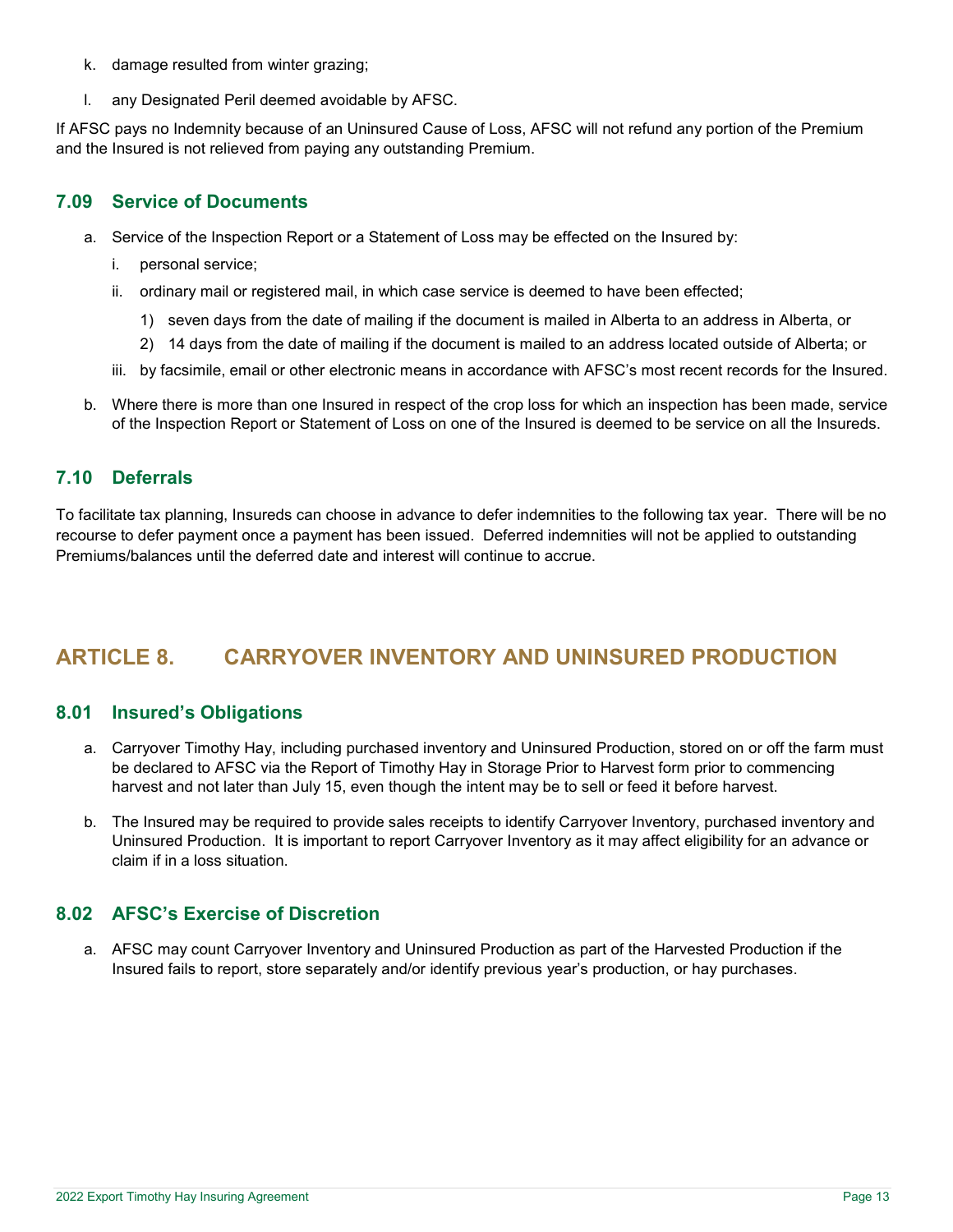k. damage resulted from winter grazing;

l. any Designated Peril deemed avoidable by AFSC.

If AFSC pays no Indemnity because of an Uninsured Cause of Loss, AFSC will not refund any portion of the Premium and the Insured is not relieved from paying any outstanding Premium.

### 7.09 Service of Documents

a. Service of the Inspection Report or a Statement of Loss may be effected on the Insured by:

   i. personal service;

   ii. ordinary mail or registered mail, in which case service is deemed to have been effected;

      1) seven days from the date of mailing if the document is mailed in Alberta to an address in Alberta, or

      2) 14 days from the date of mailing if the document is mailed to an address located outside of Alberta; or

   iii. by facsimile, email or other electronic means in accordance with AFSC's most recent records for the Insured.

b. Where there is more than one Insured in respect of the crop loss for which an inspection has been made, service of the Inspection Report or Statement of Loss on one of the Insured is deemed to be service on all the Insureds.

### 7.10 Deferrals

To facilitate tax planning, Insureds can choose in advance to defer indemnities to the following tax year. There will be no recourse to defer payment once a payment has been issued. Deferred indemnities will not be applied to outstanding Premiums/balances until the deferred date and interest will continue to accrue.

## ARTICLE 8. CARRYOVER INVENTORY AND UNINSURED PRODUCTION

### 8.01 Insured's Obligations

a. Carryover Timothy Hay, including purchased inventory and Uninsured Production, stored on or off the farm must be declared to AFSC via the Report of Timothy Hay in Storage Prior to Harvest form prior to commencing harvest and not later than July 15, even though the intent may be to sell or feed it before harvest.

b. The Insured may be required to provide sales receipts to identify Carryover Inventory, purchased inventory and Uninsured Production. It is important to report Carryover Inventory as it may affect eligibility for an advance or claim if in a loss situation.

### 8.02 AFSC's Exercise of Discretion

a. AFSC may count Carryover Inventory and Uninsured Production as part of the Harvested Production if the Insured fails to report, store separately and/or identify previous year's production, or hay purchases.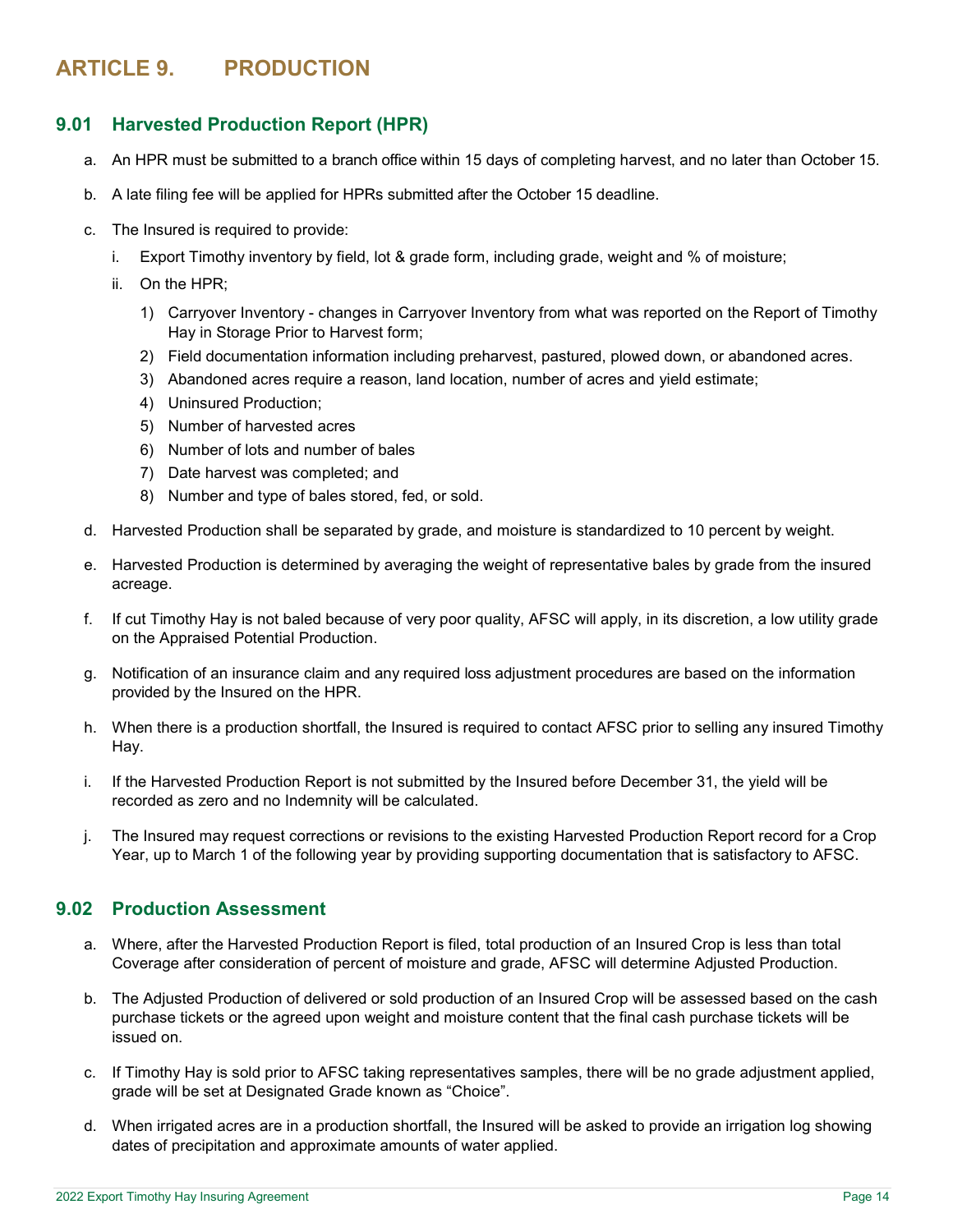# ARTICLE 9. PRODUCTION

## 9.01 Harvested Production Report (HPR)

a. An HPR must be submitted to a branch office within 15 days of completing harvest, and no later than October 15.

b. A late filing fee will be applied for HPRs submitted after the October 15 deadline.

c. The Insured is required to provide:

   i. Export Timothy inventory by field, lot & grade form, including grade, weight and % of moisture;

   ii. On the HPR;

      1) Carryover Inventory - changes in Carryover Inventory from what was reported on the Report of Timothy Hay in Storage Prior to Harvest form;
      2) Field documentation information including preharvest, pastured, plowed down, or abandoned acres.
      3) Abandoned acres require a reason, land location, number of acres and yield estimate;
      4) Uninsured Production;
      5) Number of harvested acres
      6) Number of lots and number of bales
      7) Date harvest was completed; and
      8) Number and type of bales stored, fed, or sold.

d. Harvested Production shall be separated by grade, and moisture is standardized to 10 percent by weight.

e. Harvested Production is determined by averaging the weight of representative bales by grade from the insured acreage.

f. If cut Timothy Hay is not baled because of very poor quality, AFSC will apply, in its discretion, a low utility grade on the Appraised Potential Production.

g. Notification of an insurance claim and any required loss adjustment procedures are based on the information provided by the Insured on the HPR.

h. When there is a production shortfall, the Insured is required to contact AFSC prior to selling any insured Timothy Hay.

i. If the Harvested Production Report is not submitted by the Insured before December 31, the yield will be recorded as zero and no Indemnity will be calculated.

j. The Insured may request corrections or revisions to the existing Harvested Production Report record for a Crop Year, up to March 1 of the following year by providing supporting documentation that is satisfactory to AFSC.

## 9.02 Production Assessment

a. Where, after the Harvested Production Report is filed, total production of an Insured Crop is less than total Coverage after consideration of percent of moisture and grade, AFSC will determine Adjusted Production.

b. The Adjusted Production of delivered or sold production of an Insured Crop will be assessed based on the cash purchase tickets or the agreed upon weight and moisture content that the final cash purchase tickets will be issued on.

c. If Timothy Hay is sold prior to AFSC taking representatives samples, there will be no grade adjustment applied, grade will be set at Designated Grade known as "Choice".

d. When irrigated acres are in a production shortfall, the Insured will be asked to provide an irrigation log showing dates of precipitation and approximate amounts of water applied.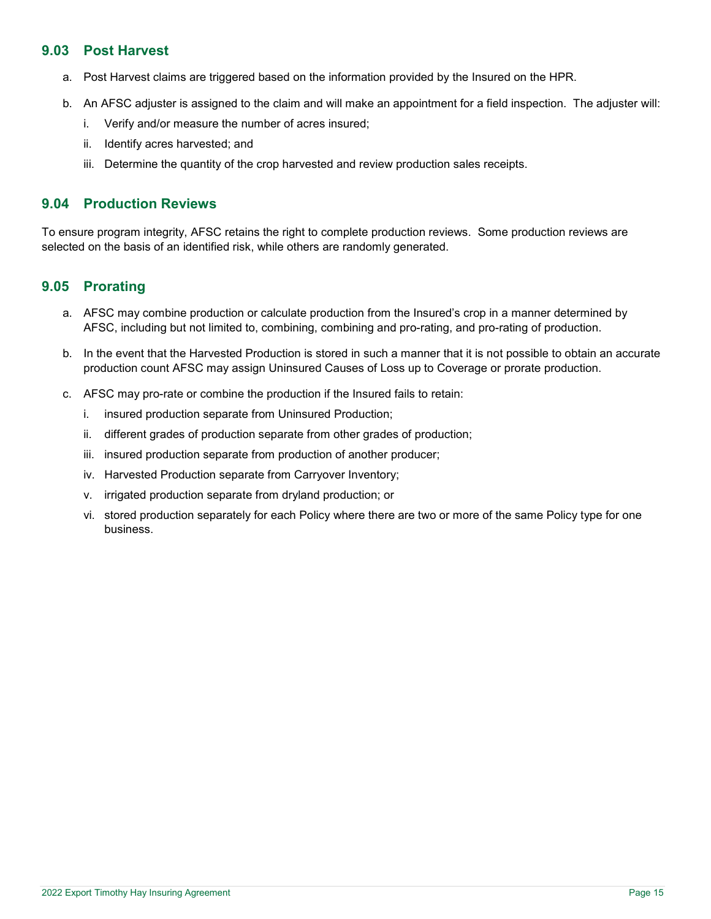## 9.03 Post Harvest

a. Post Harvest claims are triggered based on the information provided by the Insured on the HPR.

b. An AFSC adjuster is assigned to the claim and will make an appointment for a field inspection. The adjuster will:

   i. Verify and/or measure the number of acres insured;

   ii. Identify acres harvested; and

   iii. Determine the quantity of the crop harvested and review production sales receipts.

## 9.04 Production Reviews

To ensure program integrity, AFSC retains the right to complete production reviews. Some production reviews are selected on the basis of an identified risk, while others are randomly generated.

## 9.05 Prorating

a. AFSC may combine production or calculate production from the Insured's crop in a manner determined by AFSC, including but not limited to, combining, combining and pro-rating, and pro-rating of production.

b. In the event that the Harvested Production is stored in such a manner that it is not possible to obtain an accurate production count AFSC may assign Uninsured Causes of Loss up to Coverage or prorate production.

c. AFSC may pro-rate or combine the production if the Insured fails to retain:

   i. insured production separate from Uninsured Production;

   ii. different grades of production separate from other grades of production;

   iii. insured production separate from production of another producer;

   iv. Harvested Production separate from Carryover Inventory;

   v. irrigated production separate from dryland production; or

   vi. stored production separately for each Policy where there are two or more of the same Policy type for one business.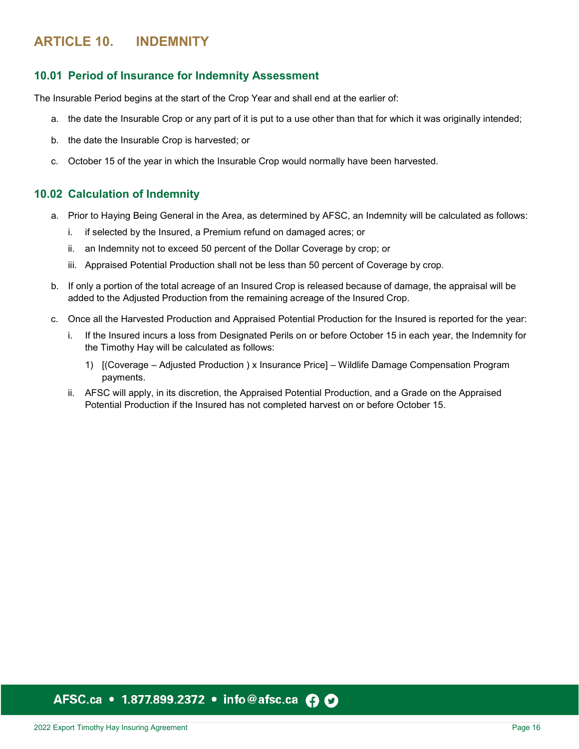## ARTICLE 10. INDEMNITY

### 10.01 Period of Insurance for Indemnity Assessment

The Insurable Period begins at the start of the Crop Year and shall end at the earlier of:

a. the date the Insurable Crop or any part of it is put to a use other than that for which it was originally intended;

b. the date the Insurable Crop is harvested; or

c. October 15 of the year in which the Insurable Crop would normally have been harvested.

### 10.02 Calculation of Indemnity

a. Prior to Haying Being General in the Area, as determined by AFSC, an Indemnity will be calculated as follows:

   i. if selected by the Insured, a Premium refund on damaged acres; or

   ii. an Indemnity not to exceed 50 percent of the Dollar Coverage by crop; or

   iii. Appraised Potential Production shall not be less than 50 percent of Coverage by crop.

b. If only a portion of the total acreage of an Insured Crop is released because of damage, the appraisal will be added to the Adjusted Production from the remaining acreage of the Insured Crop.

c. Once all the Harvested Production and Appraised Potential Production for the Insured is reported for the year:

   i. If the Insured incurs a loss from Designated Perils on or before October 15 in each year, the Indemnity for the Timothy Hay will be calculated as follows:

      1) [(Coverage – Adjusted Production ) x Insurance Price] – Wildlife Damage Compensation Program payments.

   ii. AFSC will apply, in its discretion, the Appraised Potential Production, and a Grade on the Appraised Potential Production if the Insured has not completed harvest on or before October 15.